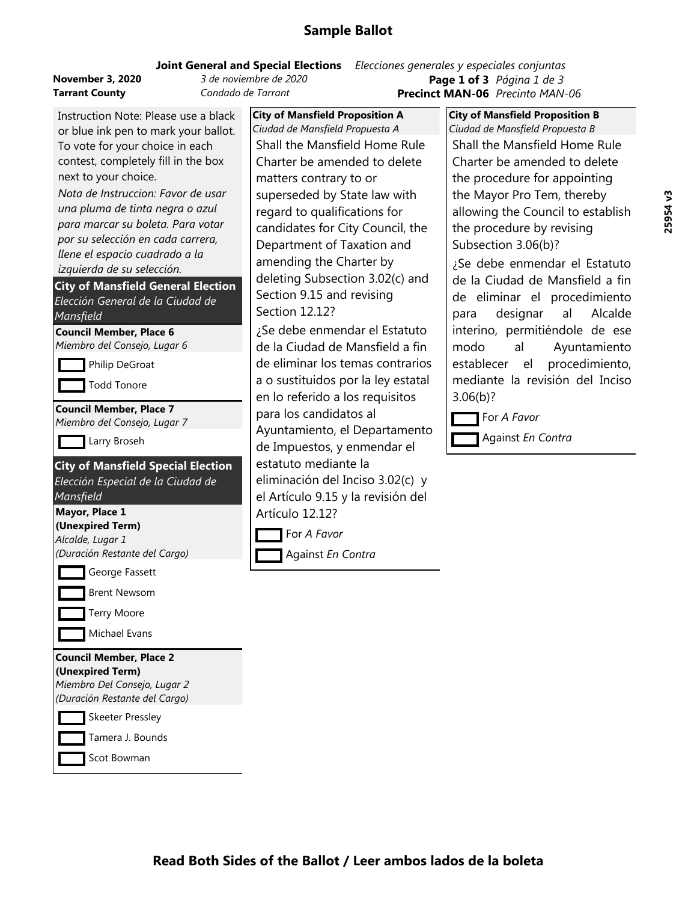# Sample Ballot

**Joint General and Special Elections** *Elecciones generales y especiales conjuntas*

**November 3, 2020** *3 de noviembre de 2020*
**Tarrant County** *Condado de Tarrant*

**Page 1 of 3** *Página 1 de 3*
**Precinct MAN-06** *Precinto MAN-06*

25954 v3

Instruction Note: Please use a black or blue ink pen to mark your ballot. To vote for your choice in each contest, completely fill in the box next to your choice.

*Nota de Instruccion: Favor de usar una pluma de tinta negra o azul para marcar su boleta. Para votar por su selección en cada carrera, llene el espacio cuadrado a la izquierda de su selección.*

## City of Mansfield General Election
*Elección General de la Ciudad de Mansfield*

**Council Member, Place 6**
*Miembro del Consejo, Lugar 6*

- ☐ Philip DeGroat
- ☐ Todd Tonore

**Council Member, Place 7**
*Miembro del Consejo, Lugar 7*

- ☐ Larry Broseh

## City of Mansfield Special Election
*Elección Especial de la Ciudad de Mansfield*

**Mayor, Place 1**
**(Unexpired Term)**
*Alcalde, Lugar 1*
*(Duración Restante del Cargo)*

- ☐ George Fassett
- ☐ Brent Newsom
- ☐ Terry Moore
- ☐ Michael Evans

**Council Member, Place 2**
**(Unexpired Term)**
*Miembro Del Consejo, Lugar 2*
*(Duración Restante del Cargo)*

- ☐ Skeeter Pressley
- ☐ Tamera J. Bounds
- ☐ Scot Bowman

**City of Mansfield Proposition A**
*Ciudad de Mansfield Propuesta A*

Shall the Mansfield Home Rule Charter be amended to delete matters contrary to or superseded by State law with regard to qualifications for candidates for City Council, the Department of Taxation and amending the Charter by deleting Subsection 3.02(c) and Section 9.15 and revising Section 12.12?

¿Se debe enmendar el Estatuto de la Ciudad de Mansfield a fin de eliminar los temas contrarios a o sustituidos por la ley estatal en lo referido a los requisitos para los candidatos al Ayuntamiento, el Departamento de Impuestos, y enmendar el estatuto mediante la eliminación del Inciso 3.02(c) y el Artículo 9.15 y la revisión del Artículo 12.12?

- ☐ For *A Favor*
- ☐ Against *En Contra*

**City of Mansfield Proposition B**
*Ciudad de Mansfield Propuesta B*

Shall the Mansfield Home Rule Charter be amended to delete the procedure for appointing the Mayor Pro Tem, thereby allowing the Council to establish the procedure by revising Subsection 3.06(b)?

¿Se debe enmendar el Estatuto de la Ciudad de Mansfield a fin de eliminar el procedimiento para designar al Alcalde interino, permitiéndole de ese modo al Ayuntamiento establecer el procedimiento, mediante la revisión del Inciso 3.06(b)?

- ☐ For *A Favor*
- ☐ Against *En Contra*

**Read Both Sides of the Ballot / Leer ambos lados de la boleta**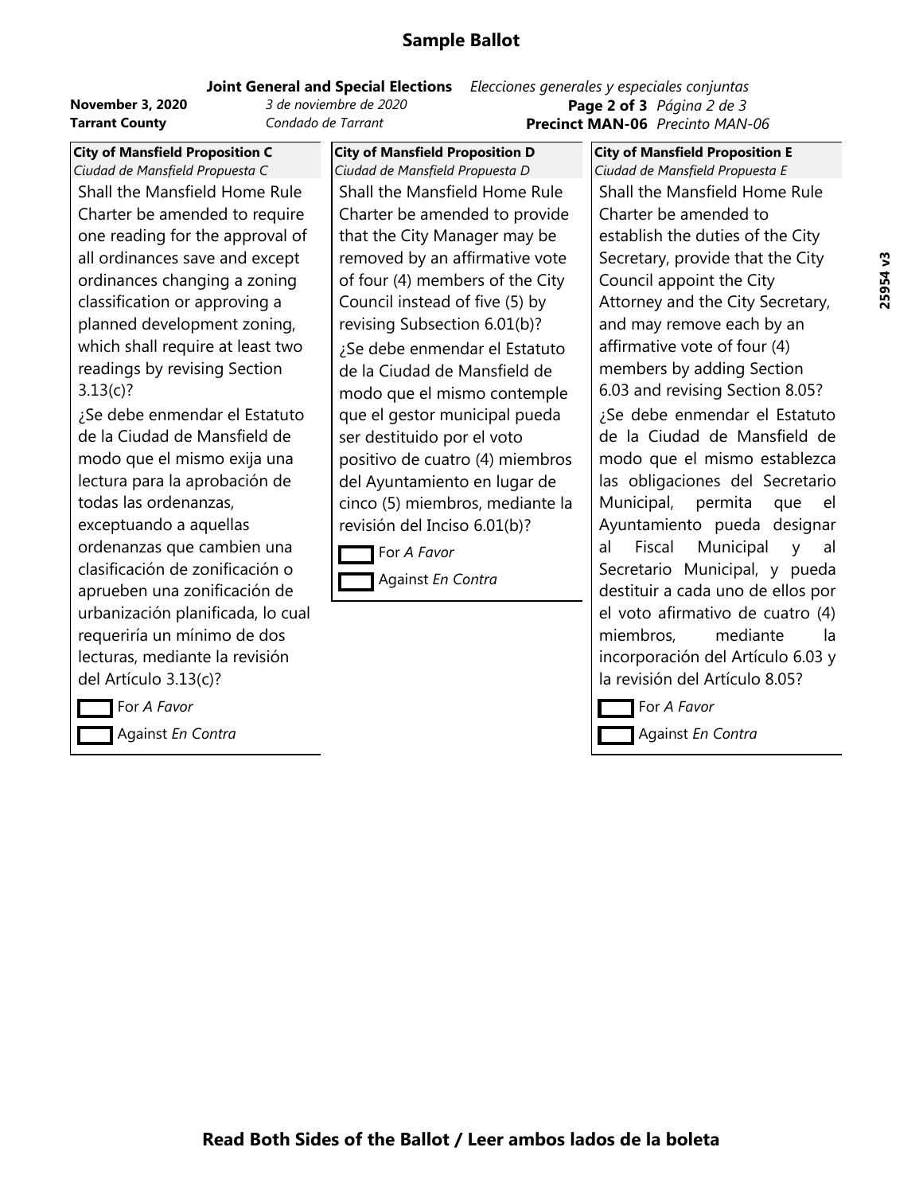# Sample Ballot

**Joint General and Special Elections** *Elecciones generales y especiales conjuntas*

**November 3, 2020** *3 de noviembre de 2020*
**Tarrant County** *Condado de Tarrant*

**Page 2 of 3** *Página 2 de 3*
**Precinct MAN-06** *Precinto MAN-06*

**City of Mansfield Proposition C**
*Ciudad de Mansfield Propuesta C*

Shall the Mansfield Home Rule Charter be amended to require one reading for the approval of all ordinances save and except ordinances changing a zoning classification or approving a planned development zoning, which shall require at least two readings by revising Section 3.13(c)?

¿Se debe enmendar el Estatuto de la Ciudad de Mansfield de modo que el mismo exija una lectura para la aprobación de todas las ordenanzas, exceptuando a aquellas ordenanzas que cambien una clasificación de zonificación o aprueben una zonificación de urbanización planificada, lo cual requeriría un mínimo de dos lecturas, mediante la revisión del Artículo 3.13(c)?

- [ ] For *A Favor*
- [ ] Against *En Contra*

**City of Mansfield Proposition D**
*Ciudad de Mansfield Propuesta D*

Shall the Mansfield Home Rule Charter be amended to provide that the City Manager may be removed by an affirmative vote of four (4) members of the City Council instead of five (5) by revising Subsection 6.01(b)?

¿Se debe enmendar el Estatuto de la Ciudad de Mansfield de modo que el mismo contemple que el gestor municipal pueda ser destituido por el voto positivo de cuatro (4) miembros del Ayuntamiento en lugar de cinco (5) miembros, mediante la revisión del Inciso 6.01(b)?

- [ ] For *A Favor*
- [ ] Against *En Contra*

**City of Mansfield Proposition E**
*Ciudad de Mansfield Propuesta E*

Shall the Mansfield Home Rule Charter be amended to establish the duties of the City Secretary, provide that the City Council appoint the City Attorney and the City Secretary, and may remove each by an affirmative vote of four (4) members by adding Section 6.03 and revising Section 8.05?

¿Se debe enmendar el Estatuto de la Ciudad de Mansfield de modo que el mismo establezca las obligaciones del Secretario Municipal, permita que el Ayuntamiento pueda designar al Fiscal Municipal y al Secretario Municipal, y pueda destituir a cada uno de ellos por el voto afirmativo de cuatro (4) miembros, mediante la incorporación del Artículo 6.03 y la revisión del Artículo 8.05?

- [ ] For *A Favor*
- [ ] Against *En Contra*

25954 v3

**Read Both Sides of the Ballot / Leer ambos lados de la boleta**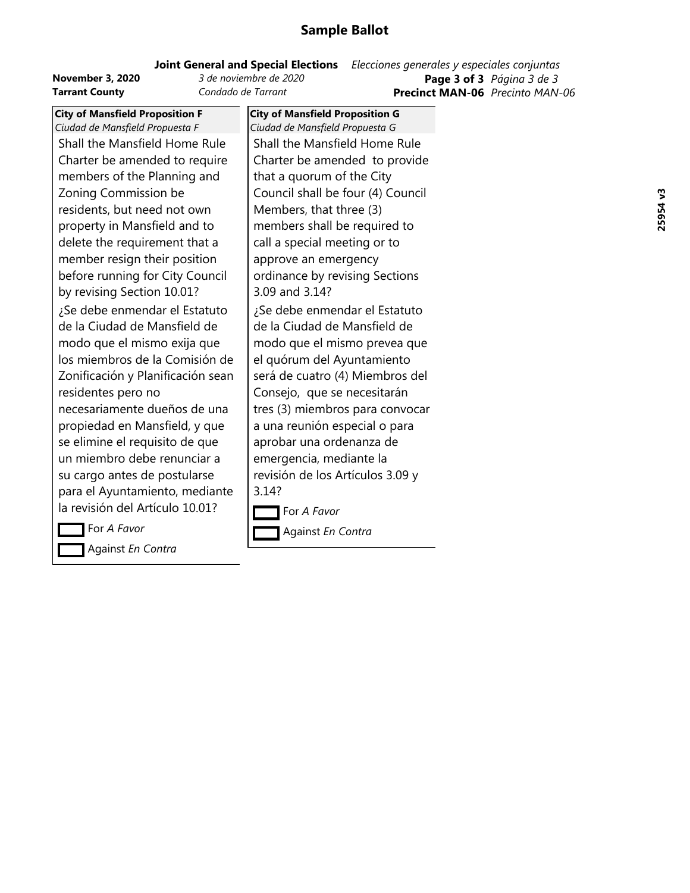# Sample Ballot

**Joint General and Special Elections** *Elecciones generales y especiales conjuntas*

**November 3, 2020** *3 de noviembre de 2020*

**Tarrant County** *Condado de Tarrant*

**Page 3 of 3** *Página 3 de 3*

**Precinct MAN-06** *Precinto MAN-06*

**City of Mansfield Proposition F**
*Ciudad de Mansfield Propuesta F*

Shall the Mansfield Home Rule Charter be amended to require members of the Planning and Zoning Commission be residents, but need not own property in Mansfield and to delete the requirement that a member resign their position before running for City Council by revising Section 10.01?

¿Se debe enmendar el Estatuto de la Ciudad de Mansfield de modo que el mismo exija que los miembros de la Comisión de Zonificación y Planificación sean residentes pero no necesariamente dueños de una propiedad en Mansfield, y que se elimine el requisito de que un miembro debe renunciar a su cargo antes de postularse para el Ayuntamiento, mediante la revisión del Artículo 10.01?

- [ ] For *A Favor*
- [ ] Against *En Contra*

**City of Mansfield Proposition G**
*Ciudad de Mansfield Propuesta G*

Shall the Mansfield Home Rule Charter be amended to provide that a quorum of the City Council shall be four (4) Council Members, that three (3) members shall be required to call a special meeting or to approve an emergency ordinance by revising Sections 3.09 and 3.14?

¿Se debe enmendar el Estatuto de la Ciudad de Mansfield de modo que el mismo prevea que el quórum del Ayuntamiento será de cuatro (4) Miembros del Consejo, que se necesitarán tres (3) miembros para convocar a una reunión especial o para aprobar una ordenanza de emergencia, mediante la revisión de los Artículos 3.09 y 3.14?

- [ ] For *A Favor*
- [ ] Against *En Contra*

25954 v3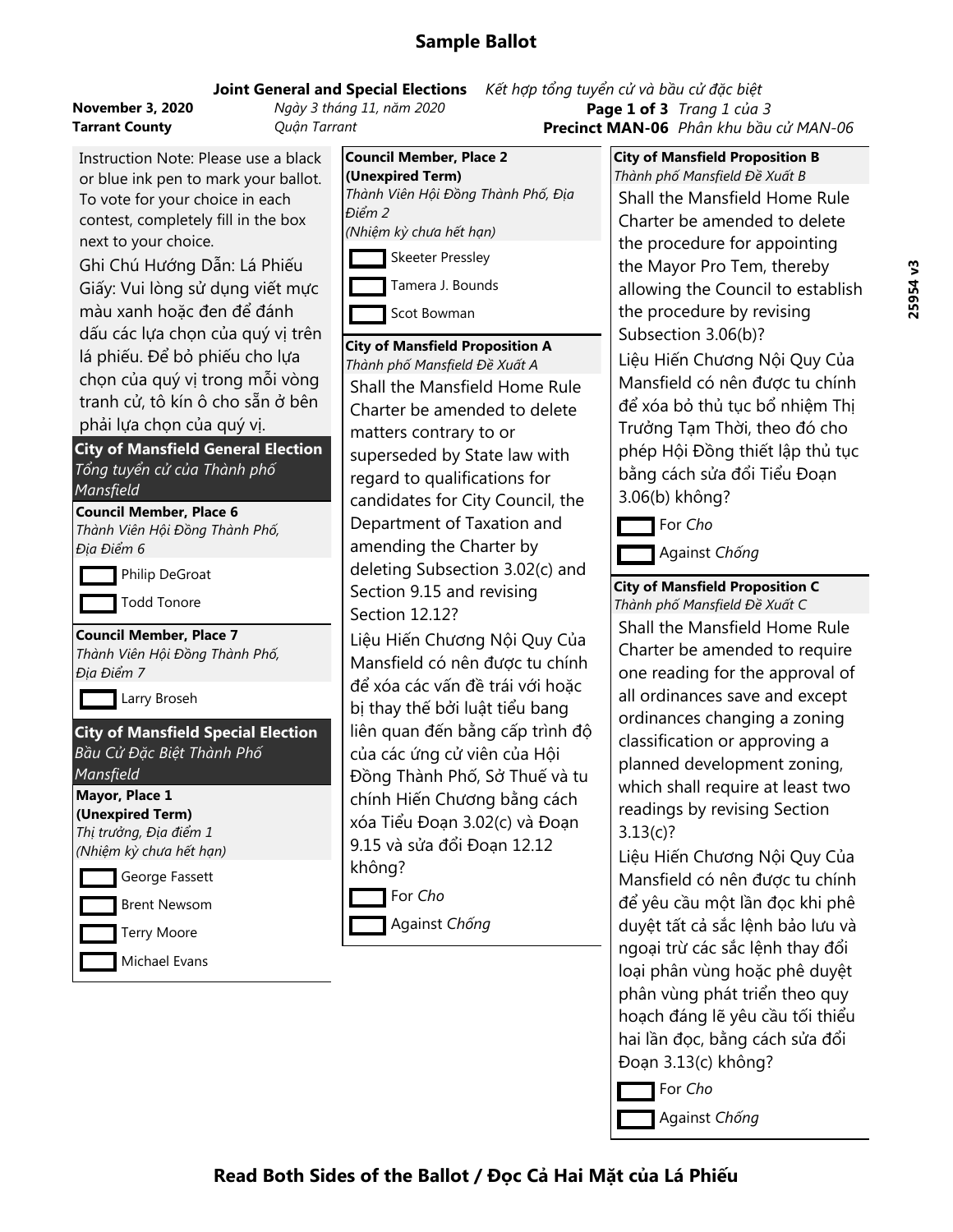# Sample Ballot

**Joint General and Special Elections** *Kết hợp tổng tuyển cử và bầu cử đặc biệt*

**November 3, 2020** *Ngày 3 tháng 11, năm 2020*
**Tarrant County** *Quận Tarrant*

**Precinct MAN-06** *Phân khu bầu cử MAN-06*

25954 v3

Instruction Note: Please use a black or blue ink pen to mark your ballot. To vote for your choice in each contest, completely fill in the box next to your choice.

Ghi Chú Hướng Dẫn: Lá Phiếu Giấy: Vui lòng sử dụng viết mực màu xanh hoặc đen để đánh dấu các lựa chọn của quý vị trên lá phiếu. Để bỏ phiếu cho lựa chọn của quý vị trong mỗi vòng tranh cử, tô kín ô cho sẵn ở bên phải lựa chọn của quý vị.

## City of Mansfield General Election
*Tổng tuyển cử của Thành phố Mansfield*

**Council Member, Place 6**
*Thành Viên Hội Đồng Thành Phố, Địa Điểm 6*

- ☐ Philip DeGroat
- ☐ Todd Tonore

**Council Member, Place 7**
*Thành Viên Hội Đồng Thành Phố, Địa Điểm 7*

- ☐ Larry Broseh

## City of Mansfield Special Election
*Bầu Cử Đặc Biệt Thành Phố Mansfield*

**Mayor, Place 1**
**(Unexpired Term)**
*Thị trưởng, Địa điểm 1*
*(Nhiệm kỳ chưa hết hạn)*

- ☐ George Fassett
- ☐ Brent Newsom
- ☐ Terry Moore
- ☐ Michael Evans

**Council Member, Place 2**
**(Unexpired Term)**
*Thành Viên Hội Đồng Thành Phố, Địa Điểm 2*
*(Nhiệm kỳ chưa hết hạn)*

- ☐ Skeeter Pressley
- ☐ Tamera J. Bounds
- ☐ Scot Bowman

**City of Mansfield Proposition A**
*Thành phố Mansfield Đề Xuất A*

Shall the Mansfield Home Rule Charter be amended to delete matters contrary to or superseded by State law with regard to qualifications for candidates for City Council, the Department of Taxation and amending the Charter by deleting Subsection 3.02(c) and Section 9.15 and revising Section 12.12?

Liệu Hiến Chương Nội Quy Của Mansfield có nên được tu chính để xóa các vấn đề trái với hoặc bị thay thế bởi luật tiểu bang liên quan đến bằng cấp trình độ của các ứng cử viên của Hội Đồng Thành Phố, Sở Thuế và tu chính Hiến Chương bằng cách xóa Tiểu Đoạn 3.02(c) và Đoạn 9.15 và sửa đổi Đoạn 12.12 không?

- ☐ For *Cho*
- ☐ Against *Chống*

**City of Mansfield Proposition B**
*Thành phố Mansfield Đề Xuất B*

Shall the Mansfield Home Rule Charter be amended to delete the procedure for appointing the Mayor Pro Tem, thereby allowing the Council to establish the procedure by revising Subsection 3.06(b)?

Liệu Hiến Chương Nội Quy Của Mansfield có nên được tu chính để xóa bỏ thủ tục bổ nhiệm Thị Trưởng Tạm Thời, theo đó cho phép Hội Đồng thiết lập thủ tục bằng cách sửa đổi Tiểu Đoạn 3.06(b) không?

- ☐ For *Cho*
- ☐ Against *Chống*

**City of Mansfield Proposition C**
*Thành phố Mansfield Đề Xuất C*

Shall the Mansfield Home Rule Charter be amended to require one reading for the approval of all ordinances save and except ordinances changing a zoning classification or approving a planned development zoning, which shall require at least two readings by revising Section 3.13(c)?

Liệu Hiến Chương Nội Quy Của Mansfield có nên được tu chính để yêu cầu một lần đọc khi phê duyệt tất cả sắc lệnh bảo lưu và ngoại trừ các sắc lệnh thay đổi loại phân vùng hoặc phê duyệt phân vùng phát triển theo quy hoạch đáng lẽ yêu cầu tối thiểu hai lần đọc, bằng cách sửa đổi Đoạn 3.13(c) không?

- ☐ For *Cho*
- ☐ Against *Chống*

**Read Both Sides of the Ballot / Đọc Cả Hai Mặt của Lá Phiếu**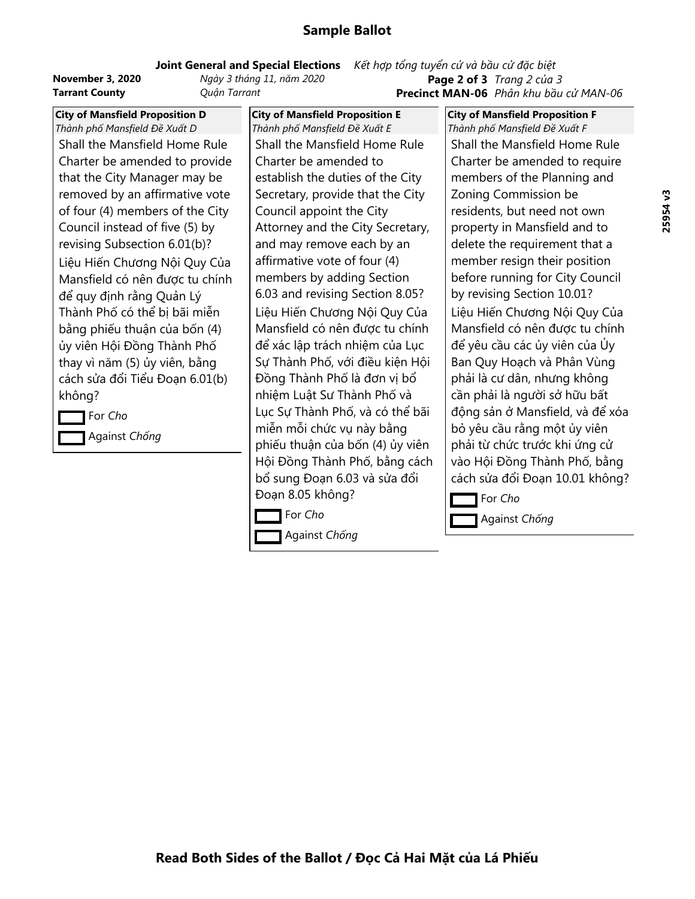# Sample Ballot

**Joint General and Special Elections** *Kết hợp tổng tuyển cử và bầu cử đặc biệt*

**November 3, 2020** *Ngày 3 tháng 11, năm 2020*

**Tarrant County** *Quận Tarrant*

**Precinct MAN-06** *Phân khu bầu cử MAN-06*

**City of Mansfield Proposition D**
*Thành phố Mansfield Đề Xuất D*

Shall the Mansfield Home Rule Charter be amended to provide that the City Manager may be removed by an affirmative vote of four (4) members of the City Council instead of five (5) by revising Subsection 6.01(b)?

Liệu Hiến Chương Nội Quy Của Mansfield có nên được tu chính để quy định rằng Quản Lý Thành Phố có thể bị bãi miễn bằng phiếu thuận của bốn (4) ủy viên Hội Đồng Thành Phố thay vì năm (5) ủy viên, bằng cách sửa đổi Tiểu Đoạn 6.01(b) không?

- [ ] For *Cho*
- [ ] Against *Chống*

**City of Mansfield Proposition E**
*Thành phố Mansfield Đề Xuất E*

Shall the Mansfield Home Rule Charter be amended to establish the duties of the City Secretary, provide that the City Council appoint the City Attorney and the City Secretary, and may remove each by an affirmative vote of four (4) members by adding Section 6.03 and revising Section 8.05?

Liệu Hiến Chương Nội Quy Của Mansfield có nên được tu chính để xác lập trách nhiệm của Lục Sự Thành Phố, với điều kiện Hội Đồng Thành Phố là đơn vị bổ nhiệm Luật Sư Thành Phố và Lục Sự Thành Phố, và có thể bãi miễn mỗi chức vụ này bằng phiếu thuận của bốn (4) ủy viên Hội Đồng Thành Phố, bằng cách bổ sung Đoạn 6.03 và sửa đổi Đoạn 8.05 không?

- [ ] For *Cho*
- [ ] Against *Chống*

**City of Mansfield Proposition F**
*Thành phố Mansfield Đề Xuất F*

Shall the Mansfield Home Rule Charter be amended to require members of the Planning and Zoning Commission be residents, but need not own property in Mansfield and to delete the requirement that a member resign their position before running for City Council by revising Section 10.01?

Liệu Hiến Chương Nội Quy Của Mansfield có nên được tu chính để yêu cầu các ủy viên của Ủy Ban Quy Hoạch và Phân Vùng phải là cư dân, nhưng không cần phải là người sở hữu bất động sản ở Mansfield, và để xóa bỏ yêu cầu rằng một ủy viên phải từ chức trước khi ứng cử vào Hội Đồng Thành Phố, bằng cách sửa đổi Đoạn 10.01 không?

- [ ] For *Cho*
- [ ] Against *Chống*

**Read Both Sides of the Ballot / Đọc Cả Hai Mặt của Lá Phiếu**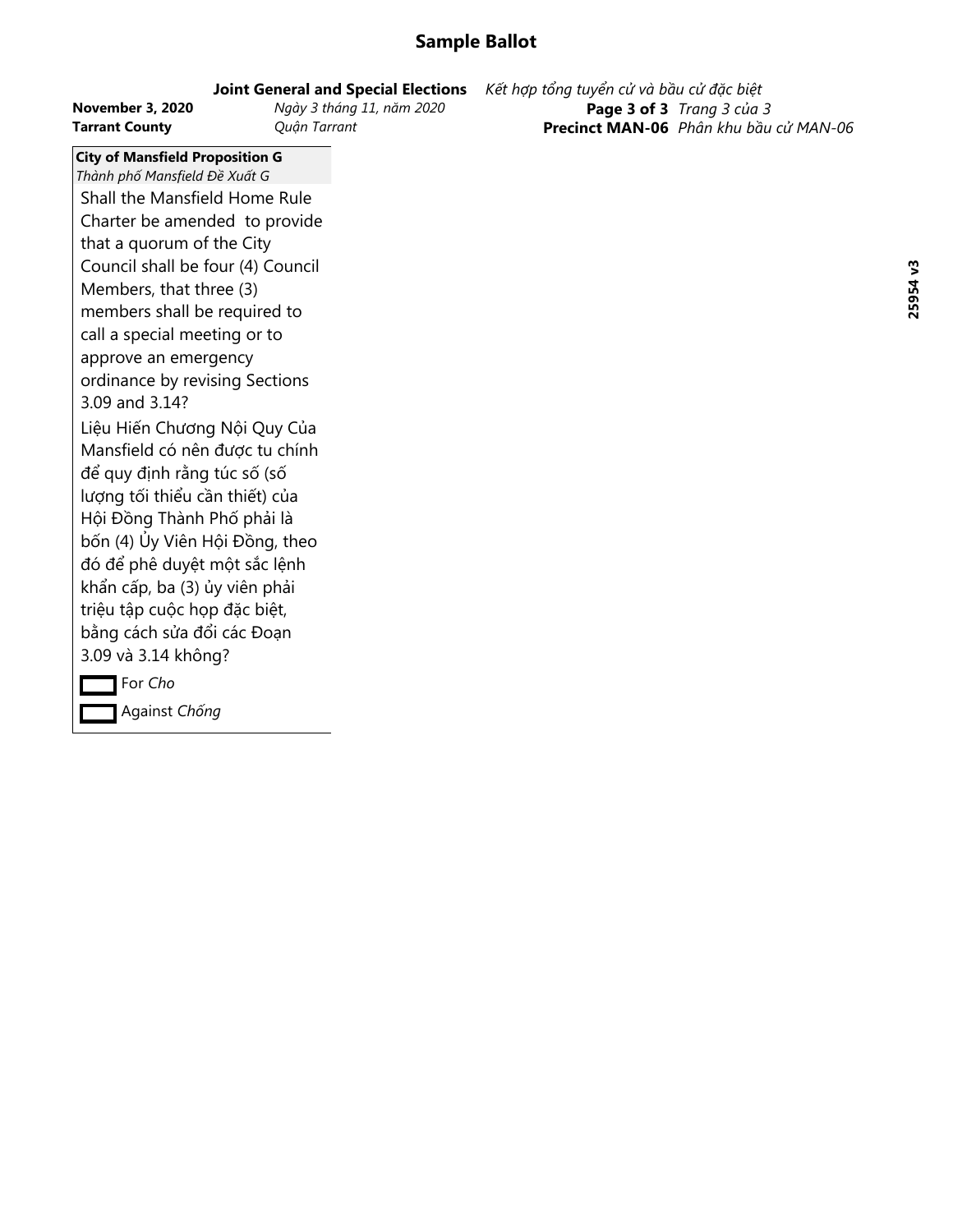# Sample Ballot

**Joint General and Special Elections** *Kết hợp tổng tuyển cử và bầu cử đặc biệt*

**November 3, 2020** *Ngày 3 tháng 11, năm 2020*

**Tarrant County** *Quận Tarrant*

**Precinct MAN-06** *Phân khu bầu cử MAN-06*

25954 v3

**City of Mansfield Proposition G**
*Thành phố Mansfield Đề Xuất G*

Shall the Mansfield Home Rule Charter be amended to provide that a quorum of the City Council shall be four (4) Council Members, that three (3) members shall be required to call a special meeting or to approve an emergency ordinance by revising Sections 3.09 and 3.14?

Liệu Hiến Chương Nội Quy Của Mansfield có nên được tu chính để quy định rằng túc số (số lượng tối thiểu cần thiết) của Hội Đồng Thành Phố phải là bốn (4) Ủy Viên Hội Đồng, theo đó để phê duyệt một sắc lệnh khẩn cấp, ba (3) ủy viên phải triệu tập cuộc họp đặc biệt, bằng cách sửa đổi các Đoạn 3.09 và 3.14 không?

☐ For *Cho*

☐ Against *Chống*